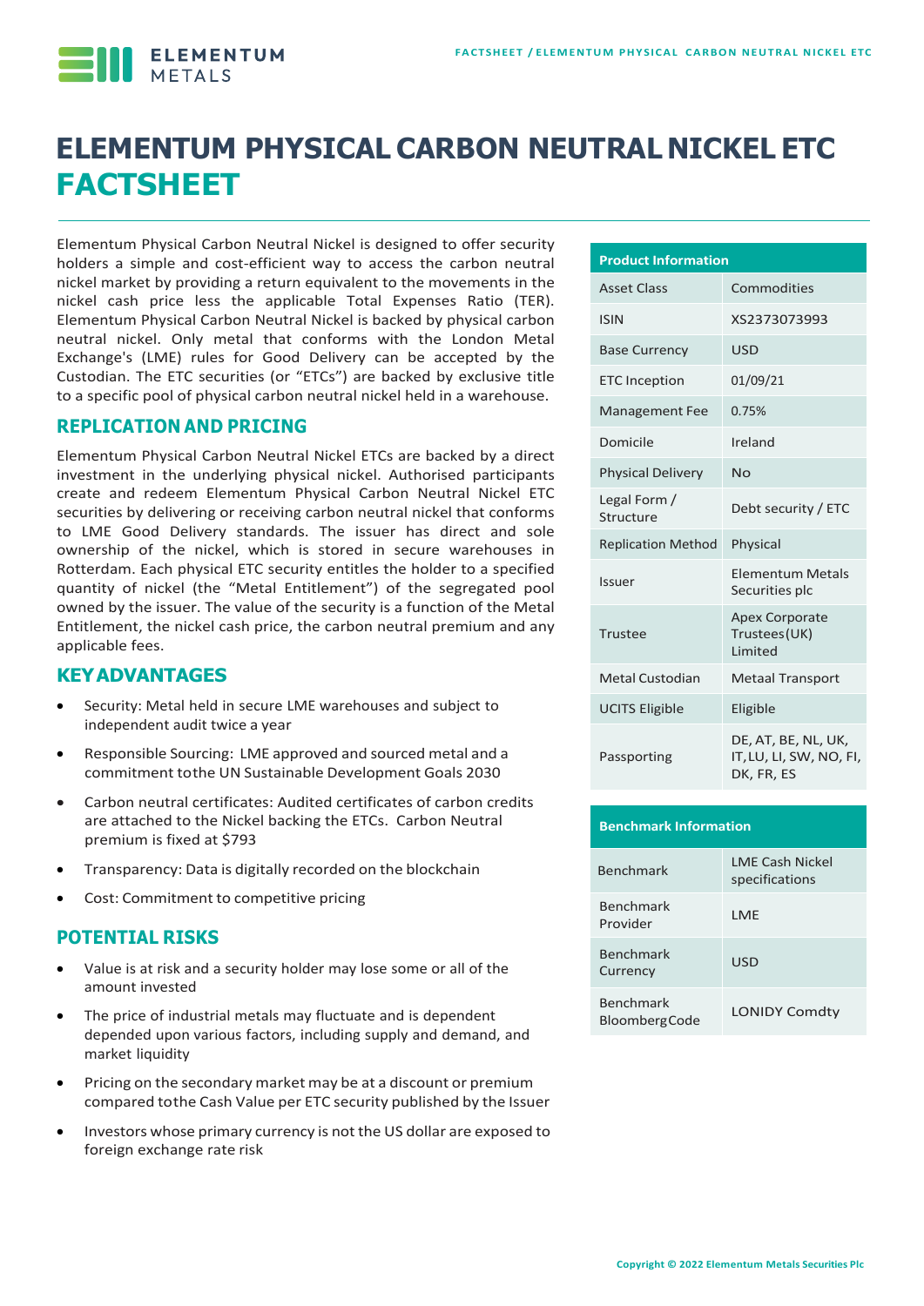# ELEMENTUM PHYSICAL CARBON NEUTRAL NICKEL ETC FACTSHEET

Elementum Physical Carbon Neutral Nickel is designed to offer security holders a simple and cost-efficient way to access the carbon neutral nickel market by providing a return equivalent to the movements in the nickel cash price less the applicable Total Expenses Ratio (TER). Elementum Physical Carbon Neutral Nickel is backed by physical carbon neutral nickel. Only metal that conforms with the London Metal Exchange's (LME) rules for Good Delivery can be accepted by the Custodian. The ETC securities (or "ETCs") are backed by exclusive title to a specific pool of physical carbon neutral nickel held in a warehouse.

## REPLICATION AND PRICING

Elementum Physical Carbon Neutral Nickel ETCs are backed by a direct investment in the underlying physical nickel. Authorised participants create and redeem Elementum Physical Carbon Neutral Nickel ETC securities by delivering or receiving carbon neutral nickel that conforms to LME Good Delivery standards. The issuer has direct and sole ownership of the nickel, which is stored in secure warehouses in Rotterdam. Each physical ETC security entitles the holder to a specified quantity of nickel (the "Metal Entitlement") of the segregated pool owned by the issuer. The value of the security is a function of the Metal Entitlement, the nickel cash price, the carbon neutral premium and any applicable fees.

## KEY ADVANTAGES

- Security: Metal held in secure LME warehouses and subject to independent audit twice a year
- Responsible Sourcing: LME approved and sourced metal and a commitment tothe UN Sustainable Development Goals 2030
- Carbon neutral certificates: Audited certificates of carbon credits are attached to the Nickel backing the ETCs. Carbon Neutral premium is fixed at $793
- Transparency: Data is digitally recorded on the blockchain
- Cost: Commitment to competitive pricing

## POTENTIAL RISKS

- Value is at risk and a security holder may lose some or all of the amount invested
- The price of industrial metals may fluctuate and is dependent depended upon various factors, including supply and demand, and market liquidity
- Pricing on the secondary market may be at a discount or premium compared tothe Cash Value per ETC security published by the Issuer
- Investors whose primary currency is not the US dollar are exposed to foreign exchange rate risk

| Product Information | |
|---|---|
| Asset Class | Commodities |
| ISIN | XS2373073993 |
| Base Currency | USD |
| ETC Inception | 01/09/21 |
| Management Fee | 0.75% |
| Domicile | Ireland |
| Physical Delivery | No |
| Legal Form / Structure | Debt security / ETC |
| Replication Method | Physical |
| Issuer | Elementum Metals Securities plc |
| Trustee | Apex Corporate Trustees(UK) Limited |
| Metal Custodian | Metaal Transport |
| UCITS Eligible | Eligible |
| Passporting | DE, AT, BE, NL, UK, IT, LU, LI, SW, NO, FI, DK, FR, ES |

| Benchmark Information | |
|---|---|
| Benchmark | LME Cash Nickel specifications |
| Benchmark Provider | LME |
| Benchmark Currency | USD |
| Benchmark Bloomberg Code | LONIDY Comdty |

Copyright © 2022 Elementum Metals Securities Plc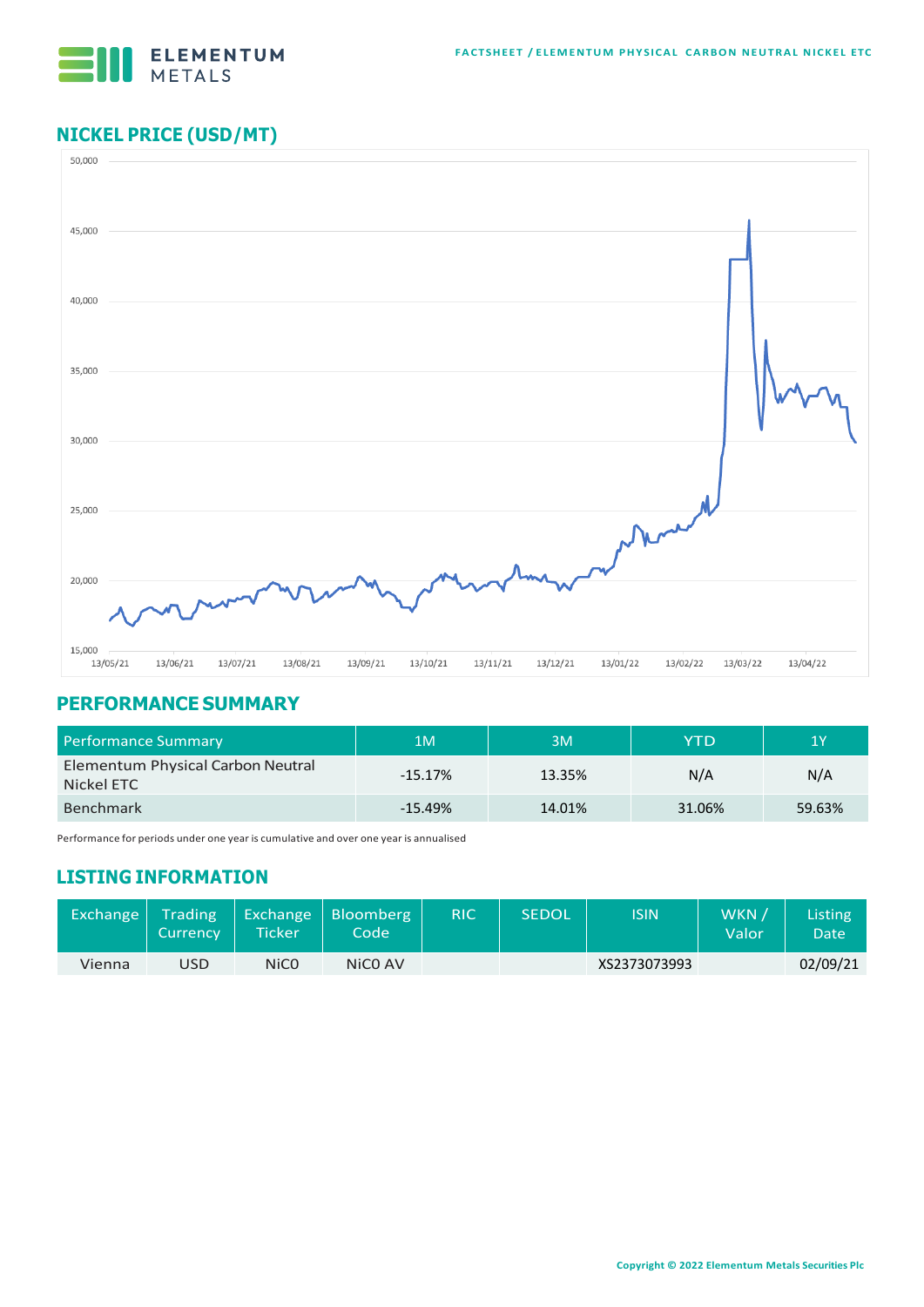## NICKEL PRICE (USD/MT)

## PERFORMANCE SUMMARY

| Performance Summary | 1M | 3M | YTD | 1Y |
|---|---|---|---|---|
| Elementum Physical Carbon Neutral Nickel ETC | -15.17% | 13.35% | N/A | N/A |
| Benchmark | -15.49% | 14.01% | 31.06% | 59.63% |

Performance for periods under one year is cumulative and over one year is annualised

## LISTING INFORMATION

| Exchange | Trading Currency | Exchange Ticker | Bloomberg Code | RIC | SEDOL | ISIN | WKN / Valor | Listing Date |
|---|---|---|---|---|---|---|---|---|
| Vienna | USD | NiCO | NiCO AV | | | XS2373073993 | | 02/09/21 |

Copyright © 2022 Elementum Metals Securities Plc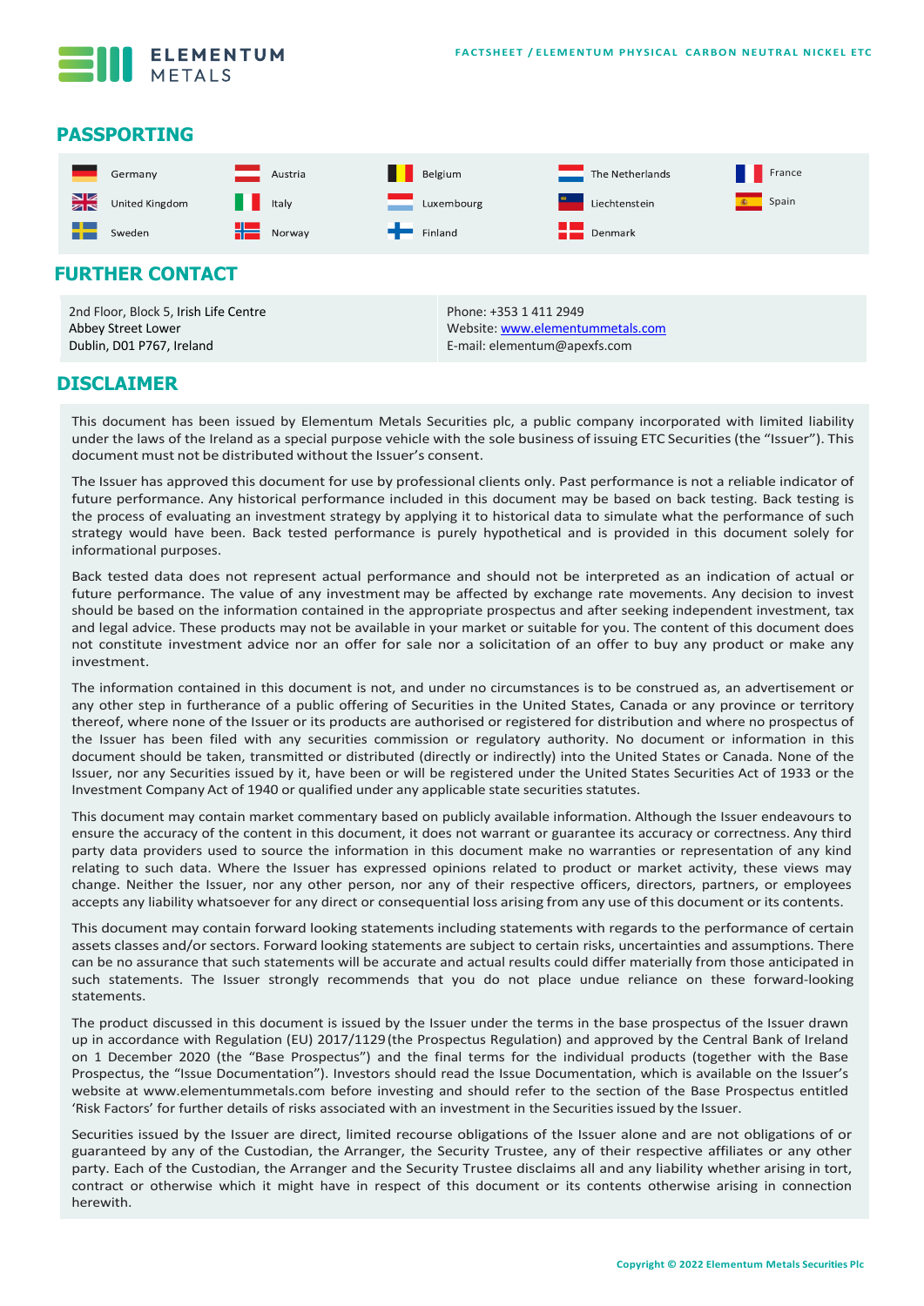# PASSPORTING

| | | | | |
|---|---|---|---|---|
| Germany | Austria | Belgium | The Netherlands | France |
| United Kingdom | Italy | Luxembourg | Liechtenstein | Spain |
| Sweden | Norway | Finland | Denmark | |

# FURTHER CONTACT

| | |
|---|---|
| 2nd Floor, Block 5, Irish Life Centre<br>Abbey Street Lower<br>Dublin, D01 P767, Ireland | Phone: +353 1 411 2949<br>Website: www.elementummetals.com<br>E-mail: elementum@apexfs.com |

# DISCLAIMER

This document has been issued by Elementum Metals Securities plc, a public company incorporated with limited liability under the laws of the Ireland as a special purpose vehicle with the sole business of issuing ETC Securities (the "Issuer"). This document must not be distributed without the Issuer's consent.

The Issuer has approved this document for use by professional clients only. Past performance is not a reliable indicator of future performance. Any historical performance included in this document may be based on back testing. Back testing is the process of evaluating an investment strategy by applying it to historical data to simulate what the performance of such strategy would have been. Back tested performance is purely hypothetical and is provided in this document solely for informational purposes.

Back tested data does not represent actual performance and should not be interpreted as an indication of actual or future performance. The value of any investment may be affected by exchange rate movements. Any decision to invest should be based on the information contained in the appropriate prospectus and after seeking independent investment, tax and legal advice. These products may not be available in your market or suitable for you. The content of this document does not constitute investment advice nor an offer for sale nor a solicitation of an offer to buy any product or make any investment.

The information contained in this document is not, and under no circumstances is to be construed as, an advertisement or any other step in furtherance of a public offering of Securities in the United States, Canada or any province or territory thereof, where none of the Issuer or its products are authorised or registered for distribution and where no prospectus of the Issuer has been filed with any securities commission or regulatory authority. No document or information in this document should be taken, transmitted or distributed (directly or indirectly) into the United States or Canada. None of the Issuer, nor any Securities issued by it, have been or will be registered under the United States Securities Act of 1933 or the Investment Company Act of 1940 or qualified under any applicable state securities statutes.

This document may contain market commentary based on publicly available information. Although the Issuer endeavours to ensure the accuracy of the content in this document, it does not warrant or guarantee its accuracy or correctness. Any third party data providers used to source the information in this document make no warranties or representation of any kind relating to such data. Where the Issuer has expressed opinions related to product or market activity, these views may change. Neither the Issuer, nor any other person, nor any of their respective officers, directors, partners, or employees accepts any liability whatsoever for any direct or consequential loss arising from any use of this document or its contents.

This document may contain forward looking statements including statements with regards to the performance of certain assets classes and/or sectors. Forward looking statements are subject to certain risks, uncertainties and assumptions. There can be no assurance that such statements will be accurate and actual results could differ materially from those anticipated in such statements. The Issuer strongly recommends that you do not place undue reliance on these forward-looking statements.

The product discussed in this document is issued by the Issuer under the terms in the base prospectus of the Issuer drawn up in accordance with Regulation (EU) 2017/1129 (the Prospectus Regulation) and approved by the Central Bank of Ireland on 1 December 2020 (the "Base Prospectus") and the final terms for the individual products (together with the Base Prospectus, the "Issue Documentation"). Investors should read the Issue Documentation, which is available on the Issuer's website at www.elementummetals.com before investing and should refer to the section of the Base Prospectus entitled 'Risk Factors' for further details of risks associated with an investment in the Securities issued by the Issuer.

Securities issued by the Issuer are direct, limited recourse obligations of the Issuer alone and are not obligations of or guaranteed by any of the Custodian, the Arranger, the Security Trustee, any of their respective affiliates or any other party. Each of the Custodian, the Arranger and the Security Trustee disclaims all and any liability whether arising in tort, contract or otherwise which it might have in respect of this document or its contents otherwise arising in connection herewith.

Copyright © 2022 Elementum Metals Securities Plc